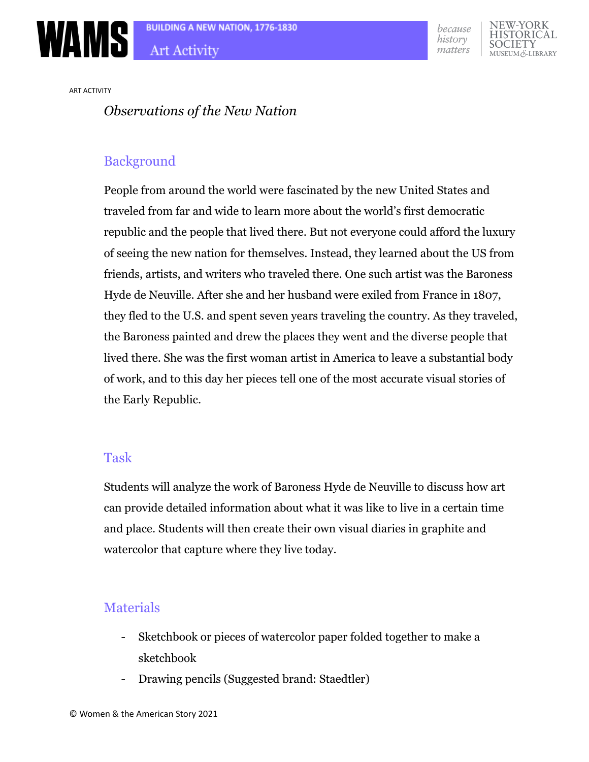ART ACTIVITY

# *Observations of the New Nation*

## Background

People from around the world were fascinated by the new United States and traveled from far and wide to learn more about the world's first democratic republic and the people that lived there. But not everyone could afford the luxury of seeing the new nation for themselves. Instead, they learned about the US from friends, artists, and writers who traveled there. One such artist was the Baroness Hyde de Neuville. After she and her husband were exiled from France in 1807, they fled to the U.S. and spent seven years traveling the country. As they traveled, the Baroness painted and drew the places they went and the diverse people that lived there. She was the first woman artist in America to leave a substantial body of work, and to this day her pieces tell one of the most accurate visual stories of the Early Republic.

## Task

Students will analyze the work of Baroness Hyde de Neuville to discuss how art can provide detailed information about what it was like to live in a certain time and place. Students will then create their own visual diaries in graphite and watercolor that capture where they live today.

## Materials

- Sketchbook or pieces of watercolor paper folded together to make a sketchbook
- Drawing pencils (Suggested brand: Staedtler)

© Women & the American Story 2021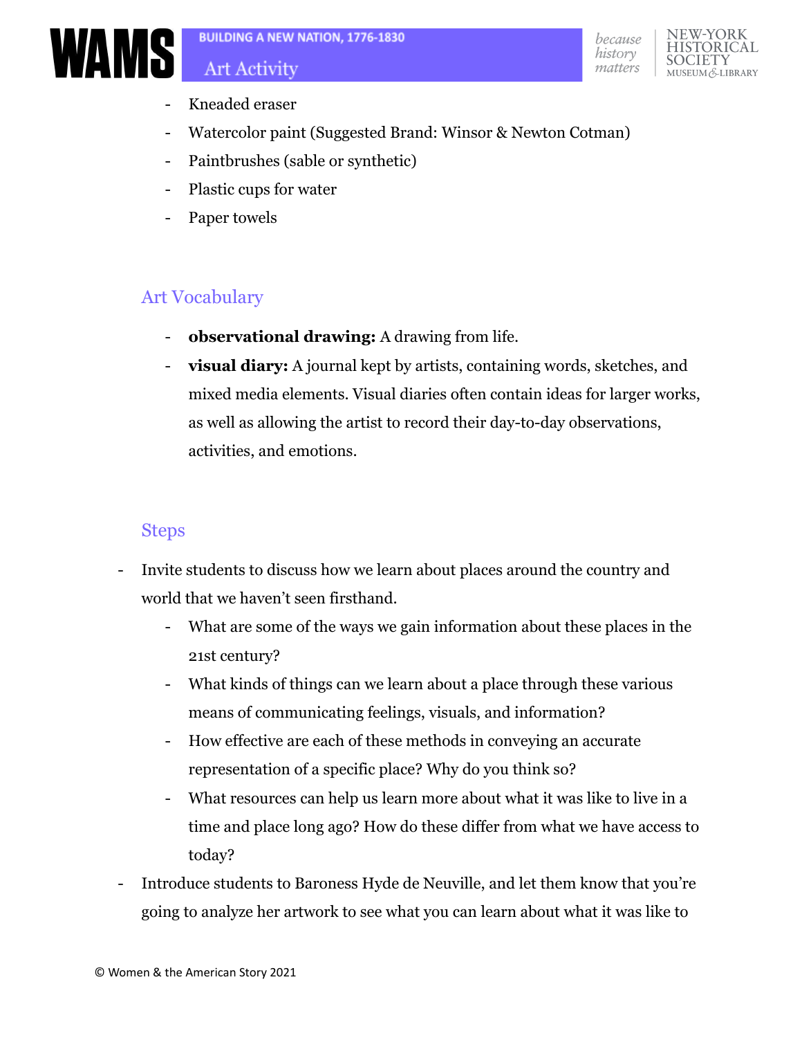- Kneaded eraser
- Watercolor paint (Suggested Brand: Winsor & Newton Cotman)
- Paintbrushes (sable or synthetic)
- Plastic cups for water
- Paper towels

## Art Vocabulary

- **observational drawing:** A drawing from life.
- **visual diary:** A journal kept by artists, containing words, sketches, and mixed media elements. Visual diaries often contain ideas for larger works, as well as allowing the artist to record their day-to-day observations, activities, and emotions.

## Steps

- Invite students to discuss how we learn about places around the country and world that we haven't seen firsthand.
    - What are some of the ways we gain information about these places in the 21st century?
    - What kinds of things can we learn about a place through these various means of communicating feelings, visuals, and information?
    - How effective are each of these methods in conveying an accurate representation of a specific place? Why do you think so?
    - What resources can help us learn more about what it was like to live in a time and place long ago? How do these differ from what we have access to today?
- Introduce students to Baroness Hyde de Neuville, and let them know that you're going to analyze her artwork to see what you can learn about what it was like to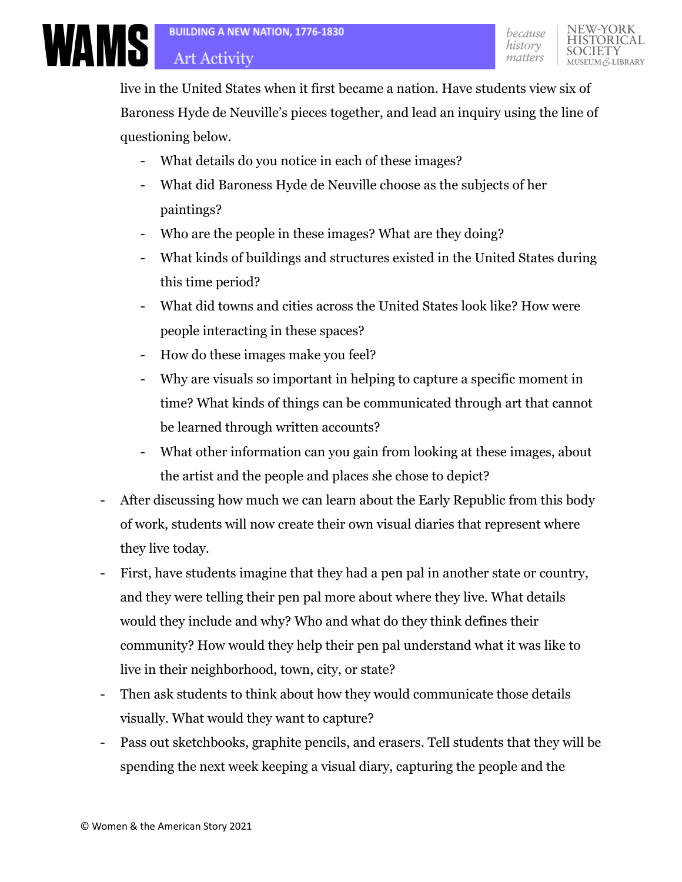live in the United States when it first became a nation. Have students view six of Baroness Hyde de Neuville's pieces together, and lead an inquiry using the line of questioning below.

  - What details do you notice in each of these images?
  - What did Baroness Hyde de Neuville choose as the subjects of her paintings?
  - Who are the people in these images? What are they doing?
  - What kinds of buildings and structures existed in the United States during this time period?
  - What did towns and cities across the United States look like? How were people interacting in these spaces?
  - How do these images make you feel?
  - Why are visuals so important in helping to capture a specific moment in time? What kinds of things can be communicated through art that cannot be learned through written accounts?
  - What other information can you gain from looking at these images, about the artist and the people and places she chose to depict?

- After discussing how much we can learn about the Early Republic from this body of work, students will now create their own visual diaries that represent where they live today.
- First, have students imagine that they had a pen pal in another state or country, and they were telling their pen pal more about where they live. What details would they include and why? Who and what do they think defines their community? How would they help their pen pal understand what it was like to live in their neighborhood, town, city, or state?
- Then ask students to think about how they would communicate those details visually. What would they want to capture?
- Pass out sketchbooks, graphite pencils, and erasers. Tell students that they will be spending the next week keeping a visual diary, capturing the people and the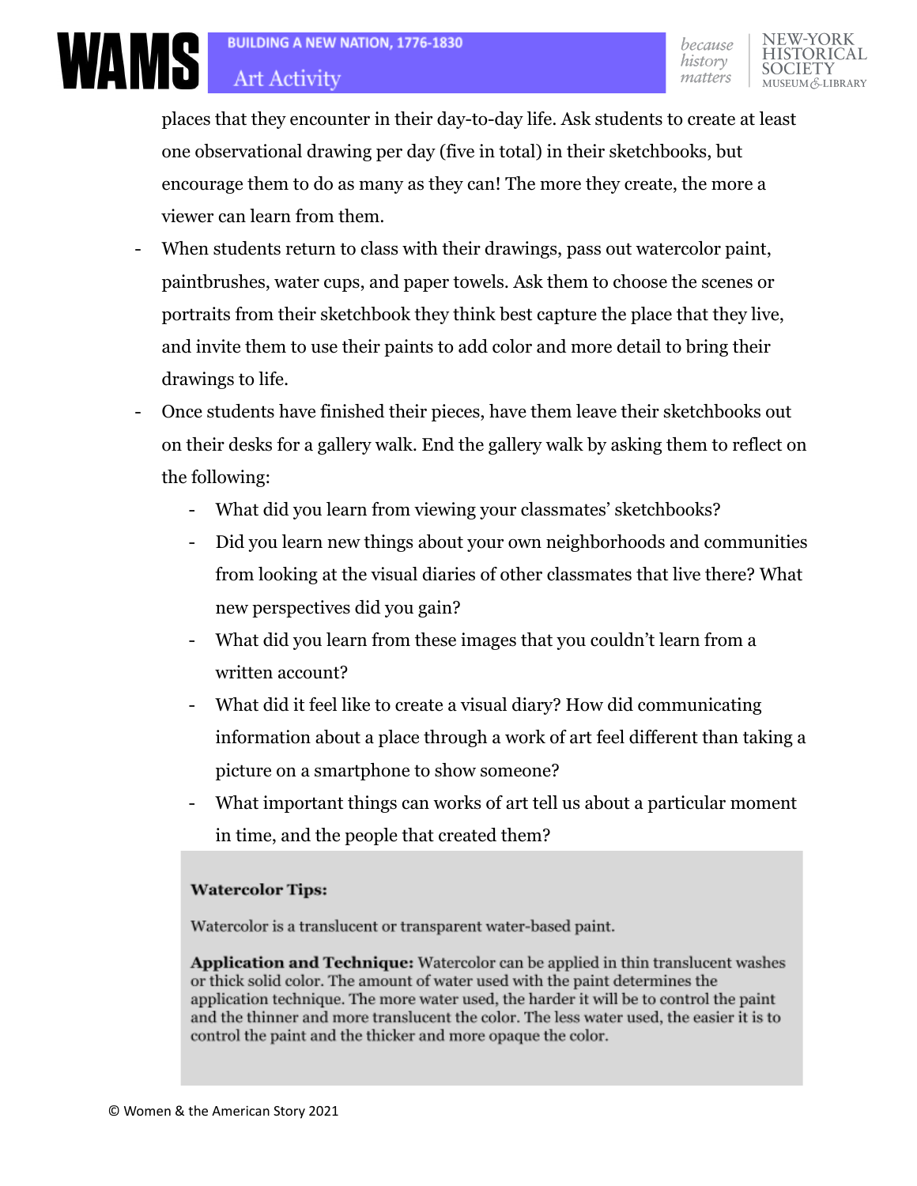places that they encounter in their day-to-day life. Ask students to create at least one observational drawing per day (five in total) in their sketchbooks, but encourage them to do as many as they can! The more they create, the more a viewer can learn from them.

- When students return to class with their drawings, pass out watercolor paint, paintbrushes, water cups, and paper towels. Ask them to choose the scenes or portraits from their sketchbook they think best capture the place that they live, and invite them to use their paints to add color and more detail to bring their drawings to life.
- Once students have finished their pieces, have them leave their sketchbooks out on their desks for a gallery walk. End the gallery walk by asking them to reflect on the following:
  - What did you learn from viewing your classmates' sketchbooks?
  - Did you learn new things about your own neighborhoods and communities from looking at the visual diaries of other classmates that live there? What new perspectives did you gain?
  - What did you learn from these images that you couldn't learn from a written account?
  - What did it feel like to create a visual diary? How did communicating information about a place through a work of art feel different than taking a picture on a smartphone to show someone?
  - What important things can works of art tell us about a particular moment in time, and the people that created them?

**Watercolor Tips:**

Watercolor is a translucent or transparent water-based paint.

**Application and Technique:** Watercolor can be applied in thin translucent washes or thick solid color. The amount of water used with the paint determines the application technique. The more water used, the harder it will be to control the paint and the thinner and more translucent the color. The less water used, the easier it is to control the paint and the thicker and more opaque the color.